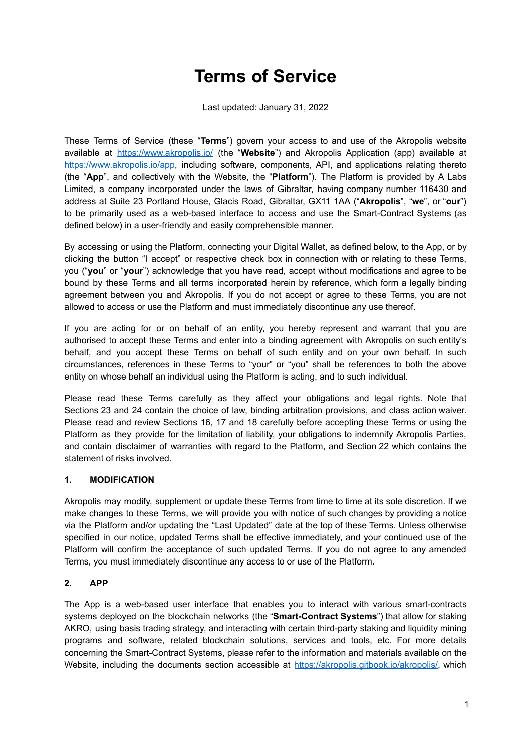# Terms of Service

Last updated: January 31, 2022

These Terms of Service (these "**Terms**") govern your access to and use of the Akropolis website available at https://www.akropolis.io/ (the "**Website**") and Akropolis Application (app) available at https://www.akropolis.io/app, including software, components, API, and applications relating thereto (the "**App**", and collectively with the Website, the "**Platform**"). The Platform is provided by A Labs Limited, a company incorporated under the laws of Gibraltar, having company number 116430 and address at Suite 23 Portland House, Glacis Road, Gibraltar, GX11 1AA ("**Akropolis**", "**we**", or "**our**") to be primarily used as a web-based interface to access and use the Smart-Contract Systems (as defined below) in a user-friendly and easily comprehensible manner.

By accessing or using the Platform, connecting your Digital Wallet, as defined below, to the App, or by clicking the button "I accept" or respective check box in connection with or relating to these Terms, you ("**you**" or "**your**") acknowledge that you have read, accept without modifications and agree to be bound by these Terms and all terms incorporated herein by reference, which form a legally binding agreement between you and Akropolis. If you do not accept or agree to these Terms, you are not allowed to access or use the Platform and must immediately discontinue any use thereof.

If you are acting for or on behalf of an entity, you hereby represent and warrant that you are authorised to accept these Terms and enter into a binding agreement with Akropolis on such entity's behalf, and you accept these Terms on behalf of such entity and on your own behalf. In such circumstances, references in these Terms to "your" or "you" shall be references to both the above entity on whose behalf an individual using the Platform is acting, and to such individual.

Please read these Terms carefully as they affect your obligations and legal rights. Note that Sections 23 and 24 contain the choice of law, binding arbitration provisions, and class action waiver. Please read and review Sections 16, 17 and 18 carefully before accepting these Terms or using the Platform as they provide for the limitation of liability, your obligations to indemnify Akropolis Parties, and contain disclaimer of warranties with regard to the Platform, and Section 22 which contains the statement of risks involved.

### 1. MODIFICATION

Akropolis may modify, supplement or update these Terms from time to time at its sole discretion. If we make changes to these Terms, we will provide you with notice of such changes by providing a notice via the Platform and/or updating the "Last Updated" date at the top of these Terms. Unless otherwise specified in our notice, updated Terms shall be effective immediately, and your continued use of the Platform will confirm the acceptance of such updated Terms. If you do not agree to any amended Terms, you must immediately discontinue any access to or use of the Platform.

### 2. APP

The App is a web-based user interface that enables you to interact with various smart-contracts systems deployed on the blockchain networks (the "**Smart-Contract Systems**") that allow for staking AKRO, using basis trading strategy, and interacting with certain third-party staking and liquidity mining programs and software, related blockchain solutions, services and tools, etc. For more details concerning the Smart-Contract Systems, please refer to the information and materials available on the Website, including the documents section accessible at https://akropolis.gitbook.io/akropolis/, which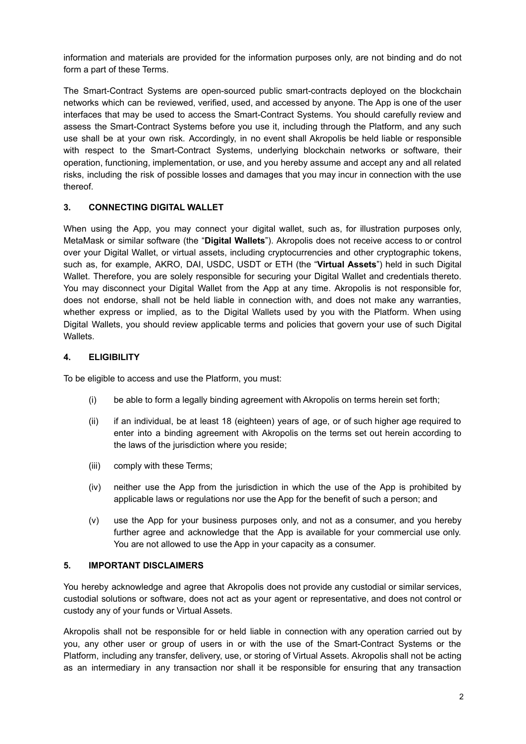information and materials are provided for the information purposes only, are not binding and do not form a part of these Terms.

The Smart-Contract Systems are open-sourced public smart-contracts deployed on the blockchain networks which can be reviewed, verified, used, and accessed by anyone. The App is one of the user interfaces that may be used to access the Smart-Contract Systems. You should carefully review and assess the Smart-Contract Systems before you use it, including through the Platform, and any such use shall be at your own risk. Accordingly, in no event shall Akropolis be held liable or responsible with respect to the Smart-Contract Systems, underlying blockchain networks or software, their operation, functioning, implementation, or use, and you hereby assume and accept any and all related risks, including the risk of possible losses and damages that you may incur in connection with the use thereof.

## 3. CONNECTING DIGITAL WALLET

When using the App, you may connect your digital wallet, such as, for illustration purposes only, MetaMask or similar software (the "**Digital Wallets**"). Akropolis does not receive access to or control over your Digital Wallet, or virtual assets, including cryptocurrencies and other cryptographic tokens, such as, for example, AKRO, DAI, USDC, USDT or ETH (the "**Virtual Assets**") held in such Digital Wallet. Therefore, you are solely responsible for securing your Digital Wallet and credentials thereto. You may disconnect your Digital Wallet from the App at any time. Akropolis is not responsible for, does not endorse, shall not be held liable in connection with, and does not make any warranties, whether express or implied, as to the Digital Wallets used by you with the Platform. When using Digital Wallets, you should review applicable terms and policies that govern your use of such Digital Wallets.

## 4. ELIGIBILITY

To be eligible to access and use the Platform, you must:

(i) be able to form a legally binding agreement with Akropolis on terms herein set forth;

(ii) if an individual, be at least 18 (eighteen) years of age, or of such higher age required to enter into a binding agreement with Akropolis on the terms set out herein according to the laws of the jurisdiction where you reside;

(iii) comply with these Terms;

(iv) neither use the App from the jurisdiction in which the use of the App is prohibited by applicable laws or regulations nor use the App for the benefit of such a person; and

(v) use the App for your business purposes only, and not as a consumer, and you hereby further agree and acknowledge that the App is available for your commercial use only. You are not allowed to use the App in your capacity as a consumer.

## 5. IMPORTANT DISCLAIMERS

You hereby acknowledge and agree that Akropolis does not provide any custodial or similar services, custodial solutions or software, does not act as your agent or representative, and does not control or custody any of your funds or Virtual Assets.

Akropolis shall not be responsible for or held liable in connection with any operation carried out by you, any other user or group of users in or with the use of the Smart-Contract Systems or the Platform, including any transfer, delivery, use, or storing of Virtual Assets. Akropolis shall not be acting as an intermediary in any transaction nor shall it be responsible for ensuring that any transaction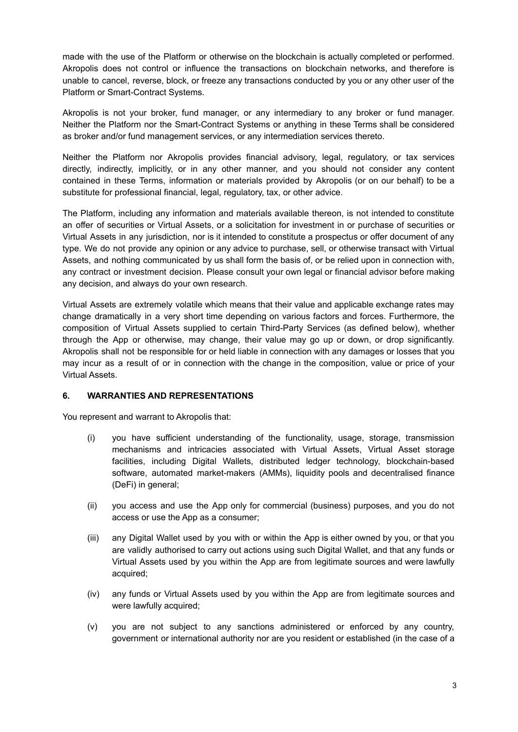made with the use of the Platform or otherwise on the blockchain is actually completed or performed. Akropolis does not control or influence the transactions on blockchain networks, and therefore is unable to cancel, reverse, block, or freeze any transactions conducted by you or any other user of the Platform or Smart-Contract Systems.

Akropolis is not your broker, fund manager, or any intermediary to any broker or fund manager. Neither the Platform nor the Smart-Contract Systems or anything in these Terms shall be considered as broker and/or fund management services, or any intermediation services thereto.

Neither the Platform nor Akropolis provides financial advisory, legal, regulatory, or tax services directly, indirectly, implicitly, or in any other manner, and you should not consider any content contained in these Terms, information or materials provided by Akropolis (or on our behalf) to be a substitute for professional financial, legal, regulatory, tax, or other advice.

The Platform, including any information and materials available thereon, is not intended to constitute an offer of securities or Virtual Assets, or a solicitation for investment in or purchase of securities or Virtual Assets in any jurisdiction, nor is it intended to constitute a prospectus or offer document of any type. We do not provide any opinion or any advice to purchase, sell, or otherwise transact with Virtual Assets, and nothing communicated by us shall form the basis of, or be relied upon in connection with, any contract or investment decision. Please consult your own legal or financial advisor before making any decision, and always do your own research.

Virtual Assets are extremely volatile which means that their value and applicable exchange rates may change dramatically in a very short time depending on various factors and forces. Furthermore, the composition of Virtual Assets supplied to certain Third-Party Services (as defined below), whether through the App or otherwise, may change, their value may go up or down, or drop significantly. Akropolis shall not be responsible for or held liable in connection with any damages or losses that you may incur as a result of or in connection with the change in the composition, value or price of your Virtual Assets.

## 6. WARRANTIES AND REPRESENTATIONS

You represent and warrant to Akropolis that:

(i) you have sufficient understanding of the functionality, usage, storage, transmission mechanisms and intricacies associated with Virtual Assets, Virtual Asset storage facilities, including Digital Wallets, distributed ledger technology, blockchain-based software, automated market-makers (AMMs), liquidity pools and decentralised finance (DeFi) in general;

(ii) you access and use the App only for commercial (business) purposes, and you do not access or use the App as a consumer;

(iii) any Digital Wallet used by you with or within the App is either owned by you, or that you are validly authorised to carry out actions using such Digital Wallet, and that any funds or Virtual Assets used by you within the App are from legitimate sources and were lawfully acquired;

(iv) any funds or Virtual Assets used by you within the App are from legitimate sources and were lawfully acquired;

(v) you are not subject to any sanctions administered or enforced by any country, government or international authority nor are you resident or established (in the case of a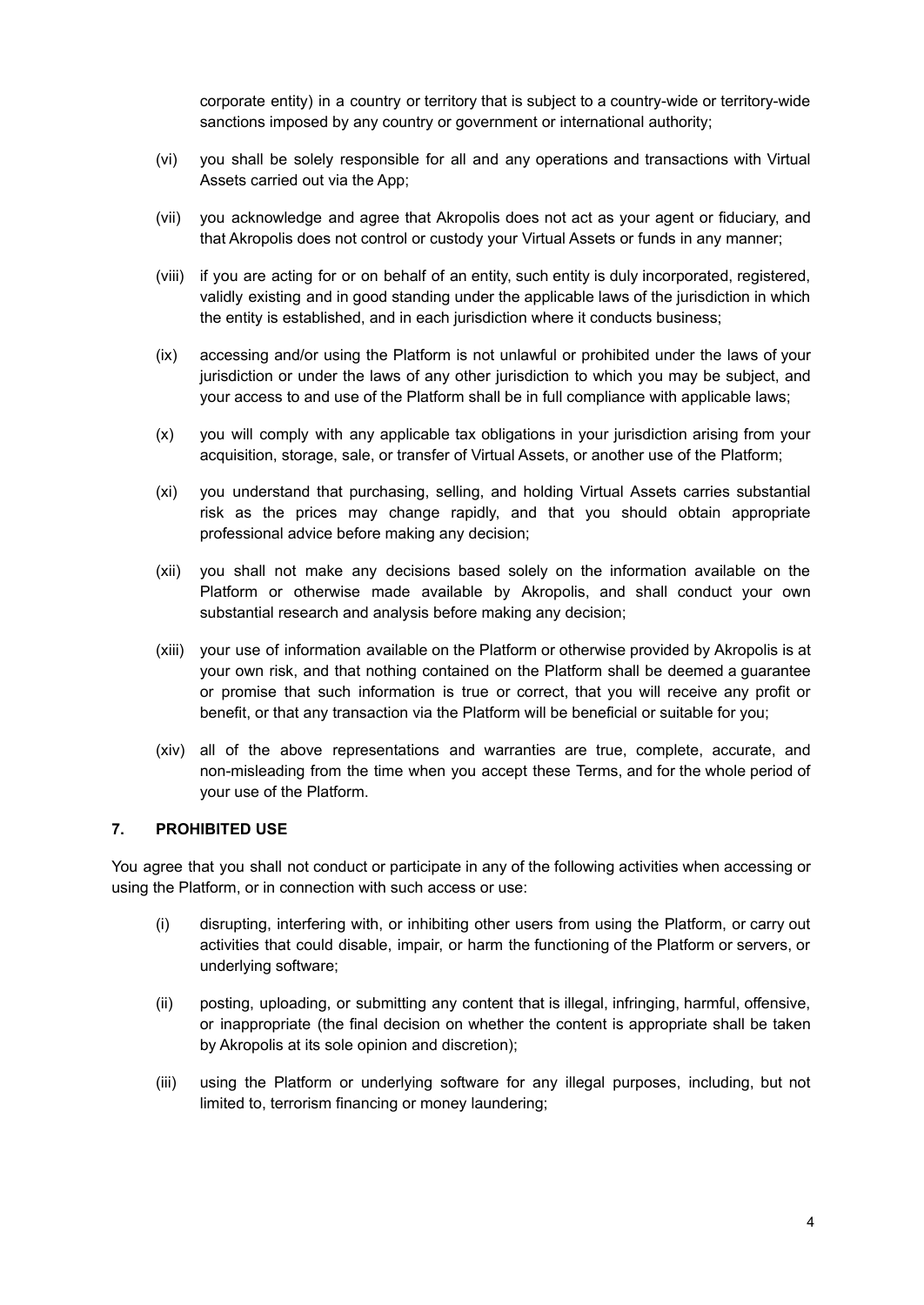corporate entity) in a country or territory that is subject to a country-wide or territory-wide sanctions imposed by any country or government or international authority;

(vi) you shall be solely responsible for all and any operations and transactions with Virtual Assets carried out via the App;

(vii) you acknowledge and agree that Akropolis does not act as your agent or fiduciary, and that Akropolis does not control or custody your Virtual Assets or funds in any manner;

(viii) if you are acting for or on behalf of an entity, such entity is duly incorporated, registered, validly existing and in good standing under the applicable laws of the jurisdiction in which the entity is established, and in each jurisdiction where it conducts business;

(ix) accessing and/or using the Platform is not unlawful or prohibited under the laws of your jurisdiction or under the laws of any other jurisdiction to which you may be subject, and your access to and use of the Platform shall be in full compliance with applicable laws;

(x) you will comply with any applicable tax obligations in your jurisdiction arising from your acquisition, storage, sale, or transfer of Virtual Assets, or another use of the Platform;

(xi) you understand that purchasing, selling, and holding Virtual Assets carries substantial risk as the prices may change rapidly, and that you should obtain appropriate professional advice before making any decision;

(xii) you shall not make any decisions based solely on the information available on the Platform or otherwise made available by Akropolis, and shall conduct your own substantial research and analysis before making any decision;

(xiii) your use of information available on the Platform or otherwise provided by Akropolis is at your own risk, and that nothing contained on the Platform shall be deemed a guarantee or promise that such information is true or correct, that you will receive any profit or benefit, or that any transaction via the Platform will be beneficial or suitable for you;

(xiv) all of the above representations and warranties are true, complete, accurate, and non-misleading from the time when you accept these Terms, and for the whole period of your use of the Platform.

## 7. PROHIBITED USE

You agree that you shall not conduct or participate in any of the following activities when accessing or using the Platform, or in connection with such access or use:

(i) disrupting, interfering with, or inhibiting other users from using the Platform, or carry out activities that could disable, impair, or harm the functioning of the Platform or servers, or underlying software;

(ii) posting, uploading, or submitting any content that is illegal, infringing, harmful, offensive, or inappropriate (the final decision on whether the content is appropriate shall be taken by Akropolis at its sole opinion and discretion);

(iii) using the Platform or underlying software for any illegal purposes, including, but not limited to, terrorism financing or money laundering;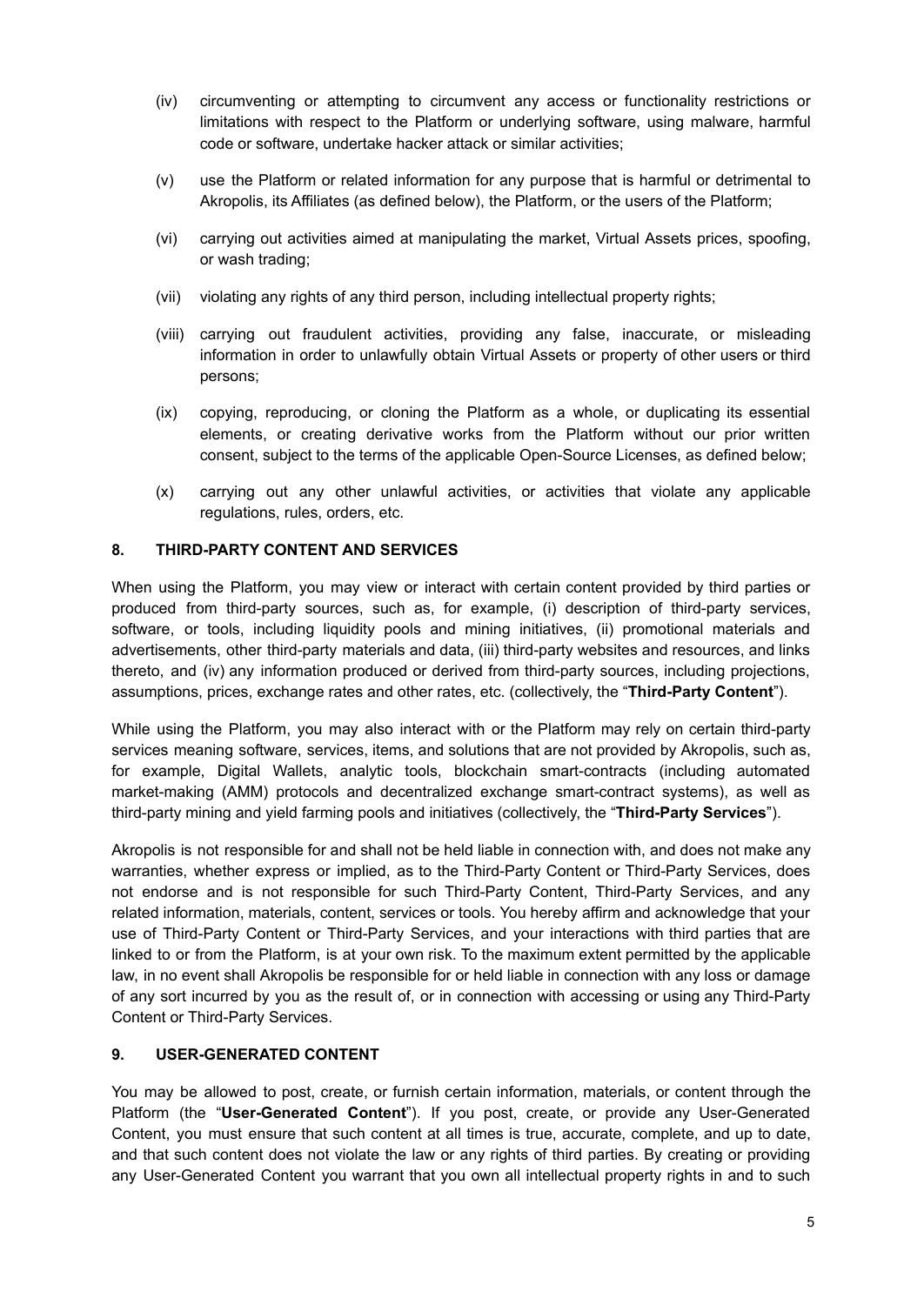(iv) circumventing or attempting to circumvent any access or functionality restrictions or limitations with respect to the Platform or underlying software, using malware, harmful code or software, undertake hacker attack or similar activities;

(v) use the Platform or related information for any purpose that is harmful or detrimental to Akropolis, its Affiliates (as defined below), the Platform, or the users of the Platform;

(vi) carrying out activities aimed at manipulating the market, Virtual Assets prices, spoofing, or wash trading;

(vii) violating any rights of any third person, including intellectual property rights;

(viii) carrying out fraudulent activities, providing any false, inaccurate, or misleading information in order to unlawfully obtain Virtual Assets or property of other users or third persons;

(ix) copying, reproducing, or cloning the Platform as a whole, or duplicating its essential elements, or creating derivative works from the Platform without our prior written consent, subject to the terms of the applicable Open-Source Licenses, as defined below;

(x) carrying out any other unlawful activities, or activities that violate any applicable regulations, rules, orders, etc.

## 8. THIRD-PARTY CONTENT AND SERVICES

When using the Platform, you may view or interact with certain content provided by third parties or produced from third-party sources, such as, for example, (i) description of third-party services, software, or tools, including liquidity pools and mining initiatives, (ii) promotional materials and advertisements, other third-party materials and data, (iii) third-party websites and resources, and links thereto, and (iv) any information produced or derived from third-party sources, including projections, assumptions, prices, exchange rates and other rates, etc. (collectively, the "**Third-Party Content**").

While using the Platform, you may also interact with or the Platform may rely on certain third-party services meaning software, services, items, and solutions that are not provided by Akropolis, such as, for example, Digital Wallets, analytic tools, blockchain smart-contracts (including automated market-making (AMM) protocols and decentralized exchange smart-contract systems), as well as third-party mining and yield farming pools and initiatives (collectively, the "**Third-Party Services**").

Akropolis is not responsible for and shall not be held liable in connection with, and does not make any warranties, whether express or implied, as to the Third-Party Content or Third-Party Services, does not endorse and is not responsible for such Third-Party Content, Third-Party Services, and any related information, materials, content, services or tools. You hereby affirm and acknowledge that your use of Third-Party Content or Third-Party Services, and your interactions with third parties that are linked to or from the Platform, is at your own risk. To the maximum extent permitted by the applicable law, in no event shall Akropolis be responsible for or held liable in connection with any loss or damage of any sort incurred by you as the result of, or in connection with accessing or using any Third-Party Content or Third-Party Services.

## 9. USER-GENERATED CONTENT

You may be allowed to post, create, or furnish certain information, materials, or content through the Platform (the "**User-Generated Content**"). If you post, create, or provide any User-Generated Content, you must ensure that such content at all times is true, accurate, complete, and up to date, and that such content does not violate the law or any rights of third parties. By creating or providing any User-Generated Content you warrant that you own all intellectual property rights in and to such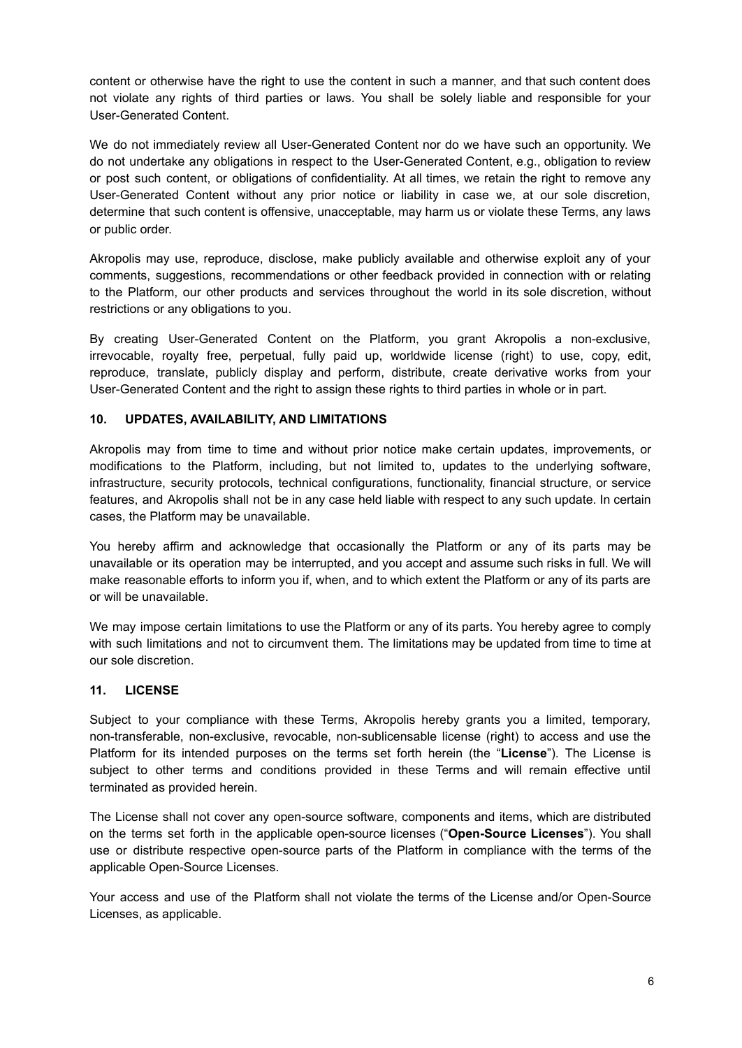content or otherwise have the right to use the content in such a manner, and that such content does not violate any rights of third parties or laws. You shall be solely liable and responsible for your User-Generated Content.

We do not immediately review all User-Generated Content nor do we have such an opportunity. We do not undertake any obligations in respect to the User-Generated Content, e.g., obligation to review or post such content, or obligations of confidentiality. At all times, we retain the right to remove any User-Generated Content without any prior notice or liability in case we, at our sole discretion, determine that such content is offensive, unacceptable, may harm us or violate these Terms, any laws or public order.

Akropolis may use, reproduce, disclose, make publicly available and otherwise exploit any of your comments, suggestions, recommendations or other feedback provided in connection with or relating to the Platform, our other products and services throughout the world in its sole discretion, without restrictions or any obligations to you.

By creating User-Generated Content on the Platform, you grant Akropolis a non-exclusive, irrevocable, royalty free, perpetual, fully paid up, worldwide license (right) to use, copy, edit, reproduce, translate, publicly display and perform, distribute, create derivative works from your User-Generated Content and the right to assign these rights to third parties in whole or in part.

## 10. UPDATES, AVAILABILITY, AND LIMITATIONS

Akropolis may from time to time and without prior notice make certain updates, improvements, or modifications to the Platform, including, but not limited to, updates to the underlying software, infrastructure, security protocols, technical configurations, functionality, financial structure, or service features, and Akropolis shall not be in any case held liable with respect to any such update. In certain cases, the Platform may be unavailable.

You hereby affirm and acknowledge that occasionally the Platform or any of its parts may be unavailable or its operation may be interrupted, and you accept and assume such risks in full. We will make reasonable efforts to inform you if, when, and to which extent the Platform or any of its parts are or will be unavailable.

We may impose certain limitations to use the Platform or any of its parts. You hereby agree to comply with such limitations and not to circumvent them. The limitations may be updated from time to time at our sole discretion.

## 11. LICENSE

Subject to your compliance with these Terms, Akropolis hereby grants you a limited, temporary, non-transferable, non-exclusive, revocable, non-sublicensable license (right) to access and use the Platform for its intended purposes on the terms set forth herein (the "**License**"). The License is subject to other terms and conditions provided in these Terms and will remain effective until terminated as provided herein.

The License shall not cover any open-source software, components and items, which are distributed on the terms set forth in the applicable open-source licenses ("**Open-Source Licenses**"). You shall use or distribute respective open-source parts of the Platform in compliance with the terms of the applicable Open-Source Licenses.

Your access and use of the Platform shall not violate the terms of the License and/or Open-Source Licenses, as applicable.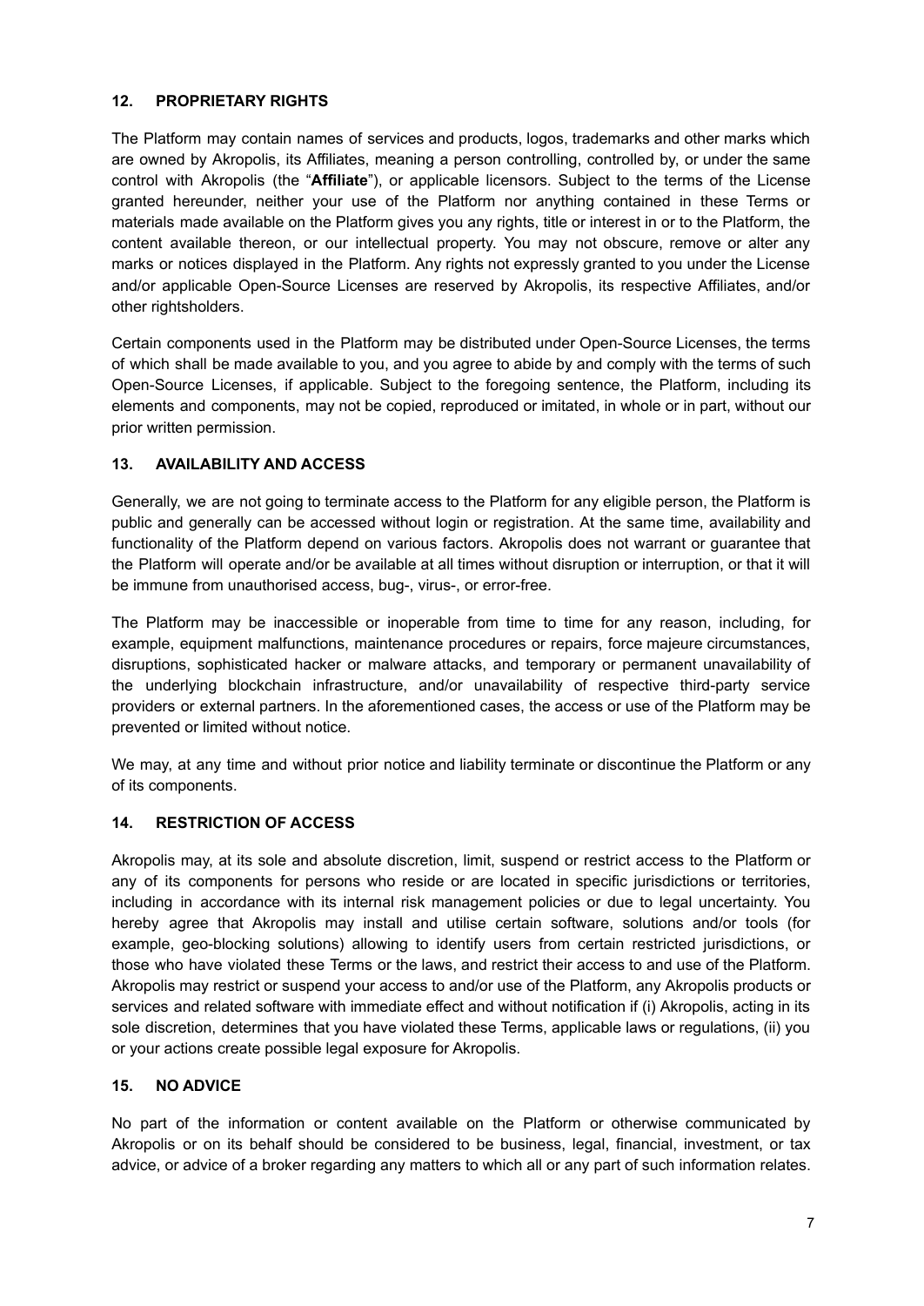## 12. PROPRIETARY RIGHTS

The Platform may contain names of services and products, logos, trademarks and other marks which are owned by Akropolis, its Affiliates, meaning a person controlling, controlled by, or under the same control with Akropolis (the "**Affiliate**"), or applicable licensors. Subject to the terms of the License granted hereunder, neither your use of the Platform nor anything contained in these Terms or materials made available on the Platform gives you any rights, title or interest in or to the Platform, the content available thereon, or our intellectual property. You may not obscure, remove or alter any marks or notices displayed in the Platform. Any rights not expressly granted to you under the License and/or applicable Open-Source Licenses are reserved by Akropolis, its respective Affiliates, and/or other rightsholders.

Certain components used in the Platform may be distributed under Open-Source Licenses, the terms of which shall be made available to you, and you agree to abide by and comply with the terms of such Open-Source Licenses, if applicable. Subject to the foregoing sentence, the Platform, including its elements and components, may not be copied, reproduced or imitated, in whole or in part, without our prior written permission.

## 13. AVAILABILITY AND ACCESS

Generally, we are not going to terminate access to the Platform for any eligible person, the Platform is public and generally can be accessed without login or registration. At the same time, availability and functionality of the Platform depend on various factors. Akropolis does not warrant or guarantee that the Platform will operate and/or be available at all times without disruption or interruption, or that it will be immune from unauthorised access, bug-, virus-, or error-free.

The Platform may be inaccessible or inoperable from time to time for any reason, including, for example, equipment malfunctions, maintenance procedures or repairs, force majeure circumstances, disruptions, sophisticated hacker or malware attacks, and temporary or permanent unavailability of the underlying blockchain infrastructure, and/or unavailability of respective third-party service providers or external partners. In the aforementioned cases, the access or use of the Platform may be prevented or limited without notice.

We may, at any time and without prior notice and liability terminate or discontinue the Platform or any of its components.

## 14. RESTRICTION OF ACCESS

Akropolis may, at its sole and absolute discretion, limit, suspend or restrict access to the Platform or any of its components for persons who reside or are located in specific jurisdictions or territories, including in accordance with its internal risk management policies or due to legal uncertainty. You hereby agree that Akropolis may install and utilise certain software, solutions and/or tools (for example, geo-blocking solutions) allowing to identify users from certain restricted jurisdictions, or those who have violated these Terms or the laws, and restrict their access to and use of the Platform. Akropolis may restrict or suspend your access to and/or use of the Platform, any Akropolis products or services and related software with immediate effect and without notification if (i) Akropolis, acting in its sole discretion, determines that you have violated these Terms, applicable laws or regulations, (ii) you or your actions create possible legal exposure for Akropolis.

## 15. NO ADVICE

No part of the information or content available on the Platform or otherwise communicated by Akropolis or on its behalf should be considered to be business, legal, financial, investment, or tax advice, or advice of a broker regarding any matters to which all or any part of such information relates.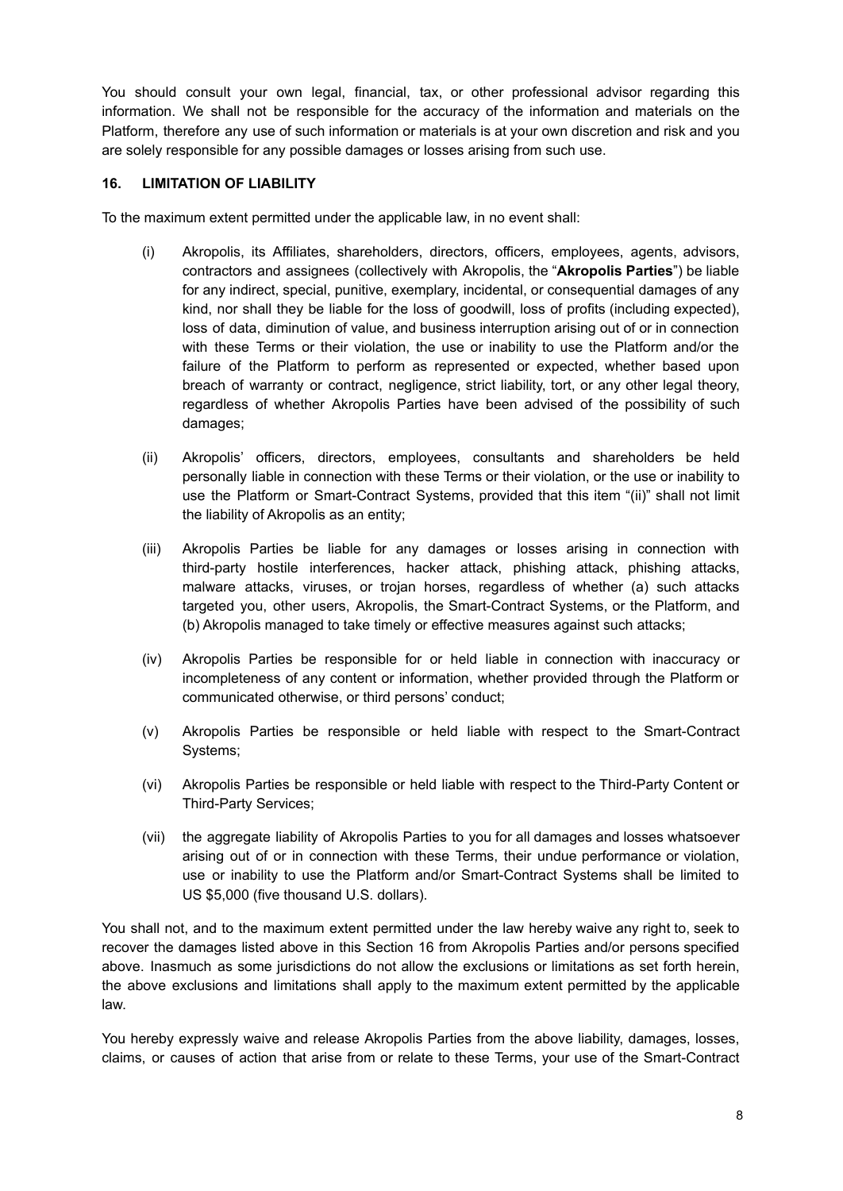You should consult your own legal, financial, tax, or other professional advisor regarding this information. We shall not be responsible for the accuracy of the information and materials on the Platform, therefore any use of such information or materials is at your own discretion and risk and you are solely responsible for any possible damages or losses arising from such use.

## 16. LIMITATION OF LIABILITY

To the maximum extent permitted under the applicable law, in no event shall:

(i) Akropolis, its Affiliates, shareholders, directors, officers, employees, agents, advisors, contractors and assignees (collectively with Akropolis, the "**Akropolis Parties**") be liable for any indirect, special, punitive, exemplary, incidental, or consequential damages of any kind, nor shall they be liable for the loss of goodwill, loss of profits (including expected), loss of data, diminution of value, and business interruption arising out of or in connection with these Terms or their violation, the use or inability to use the Platform and/or the failure of the Platform to perform as represented or expected, whether based upon breach of warranty or contract, negligence, strict liability, tort, or any other legal theory, regardless of whether Akropolis Parties have been advised of the possibility of such damages;

(ii) Akropolis' officers, directors, employees, consultants and shareholders be held personally liable in connection with these Terms or their violation, or the use or inability to use the Platform or Smart-Contract Systems, provided that this item "(ii)" shall not limit the liability of Akropolis as an entity;

(iii) Akropolis Parties be liable for any damages or losses arising in connection with third-party hostile interferences, hacker attack, phishing attack, phishing attacks, malware attacks, viruses, or trojan horses, regardless of whether (a) such attacks targeted you, other users, Akropolis, the Smart-Contract Systems, or the Platform, and (b) Akropolis managed to take timely or effective measures against such attacks;

(iv) Akropolis Parties be responsible for or held liable in connection with inaccuracy or incompleteness of any content or information, whether provided through the Platform or communicated otherwise, or third persons' conduct;

(v) Akropolis Parties be responsible or held liable with respect to the Smart-Contract Systems;

(vi) Akropolis Parties be responsible or held liable with respect to the Third-Party Content or Third-Party Services;

(vii) the aggregate liability of Akropolis Parties to you for all damages and losses whatsoever arising out of or in connection with these Terms, their undue performance or violation, use or inability to use the Platform and/or Smart-Contract Systems shall be limited to US $5,000 (five thousand U.S. dollars).

You shall not, and to the maximum extent permitted under the law hereby waive any right to, seek to recover the damages listed above in this Section 16 from Akropolis Parties and/or persons specified above. Inasmuch as some jurisdictions do not allow the exclusions or limitations as set forth herein, the above exclusions and limitations shall apply to the maximum extent permitted by the applicable law.

You hereby expressly waive and release Akropolis Parties from the above liability, damages, losses, claims, or causes of action that arise from or relate to these Terms, your use of the Smart-Contract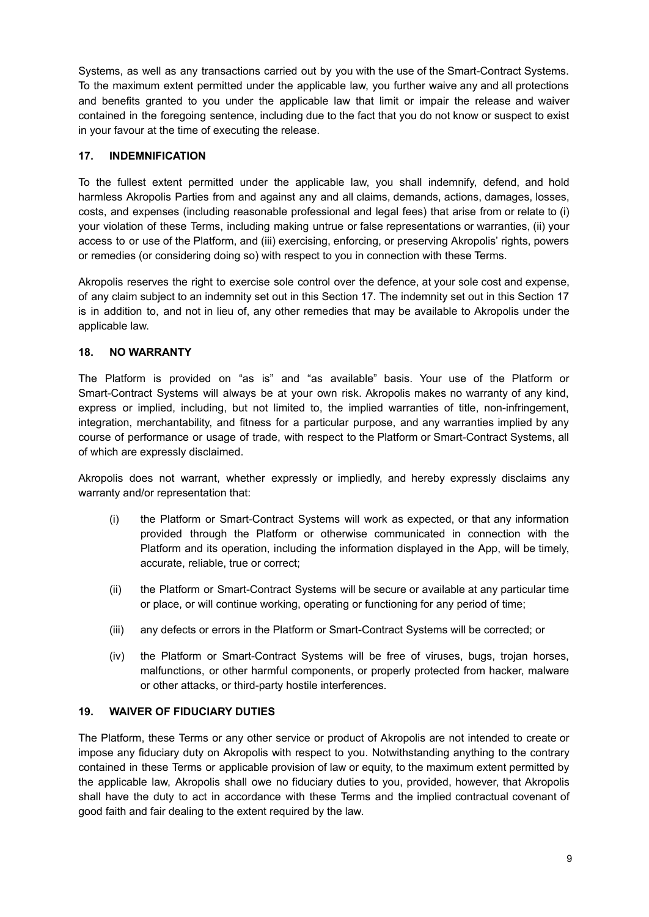Systems, as well as any transactions carried out by you with the use of the Smart-Contract Systems. To the maximum extent permitted under the applicable law, you further waive any and all protections and benefits granted to you under the applicable law that limit or impair the release and waiver contained in the foregoing sentence, including due to the fact that you do not know or suspect to exist in your favour at the time of executing the release.

## 17. INDEMNIFICATION

To the fullest extent permitted under the applicable law, you shall indemnify, defend, and hold harmless Akropolis Parties from and against any and all claims, demands, actions, damages, losses, costs, and expenses (including reasonable professional and legal fees) that arise from or relate to (i) your violation of these Terms, including making untrue or false representations or warranties, (ii) your access to or use of the Platform, and (iii) exercising, enforcing, or preserving Akropolis' rights, powers or remedies (or considering doing so) with respect to you in connection with these Terms.

Akropolis reserves the right to exercise sole control over the defence, at your sole cost and expense, of any claim subject to an indemnity set out in this Section 17. The indemnity set out in this Section 17 is in addition to, and not in lieu of, any other remedies that may be available to Akropolis under the applicable law.

## 18. NO WARRANTY

The Platform is provided on "as is" and "as available" basis. Your use of the Platform or Smart-Contract Systems will always be at your own risk. Akropolis makes no warranty of any kind, express or implied, including, but not limited to, the implied warranties of title, non-infringement, integration, merchantability, and fitness for a particular purpose, and any warranties implied by any course of performance or usage of trade, with respect to the Platform or Smart-Contract Systems, all of which are expressly disclaimed.

Akropolis does not warrant, whether expressly or impliedly, and hereby expressly disclaims any warranty and/or representation that:

(i) the Platform or Smart-Contract Systems will work as expected, or that any information provided through the Platform or otherwise communicated in connection with the Platform and its operation, including the information displayed in the App, will be timely, accurate, reliable, true or correct;

(ii) the Platform or Smart-Contract Systems will be secure or available at any particular time or place, or will continue working, operating or functioning for any period of time;

(iii) any defects or errors in the Platform or Smart-Contract Systems will be corrected; or

(iv) the Platform or Smart-Contract Systems will be free of viruses, bugs, trojan horses, malfunctions, or other harmful components, or properly protected from hacker, malware or other attacks, or third-party hostile interferences.

## 19. WAIVER OF FIDUCIARY DUTIES

The Platform, these Terms or any other service or product of Akropolis are not intended to create or impose any fiduciary duty on Akropolis with respect to you. Notwithstanding anything to the contrary contained in these Terms or applicable provision of law or equity, to the maximum extent permitted by the applicable law, Akropolis shall owe no fiduciary duties to you, provided, however, that Akropolis shall have the duty to act in accordance with these Terms and the implied contractual covenant of good faith and fair dealing to the extent required by the law.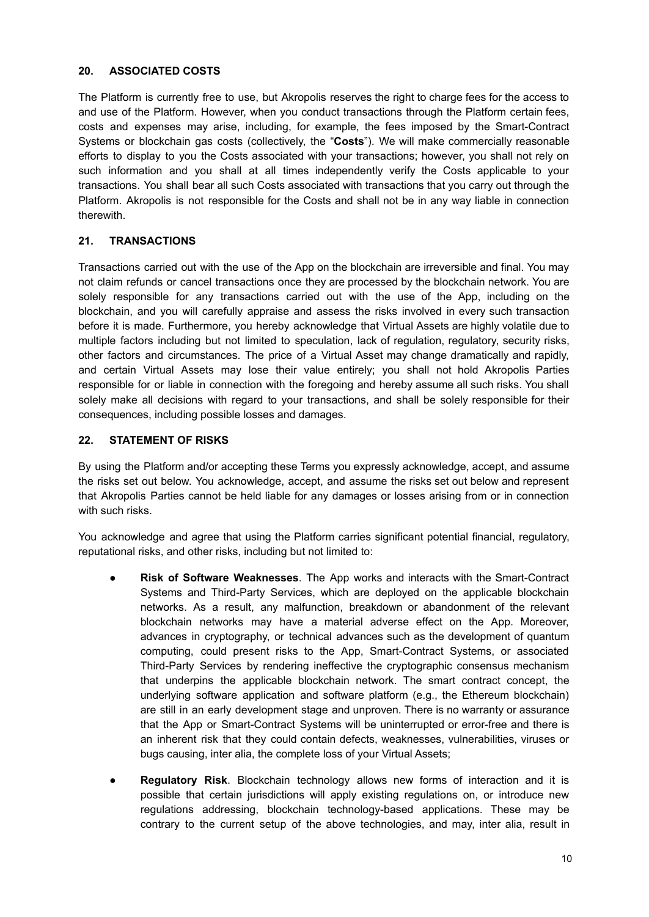## 20. ASSOCIATED COSTS

The Platform is currently free to use, but Akropolis reserves the right to charge fees for the access to and use of the Platform. However, when you conduct transactions through the Platform certain fees, costs and expenses may arise, including, for example, the fees imposed by the Smart-Contract Systems or blockchain gas costs (collectively, the "**Costs**"). We will make commercially reasonable efforts to display to you the Costs associated with your transactions; however, you shall not rely on such information and you shall at all times independently verify the Costs applicable to your transactions. You shall bear all such Costs associated with transactions that you carry out through the Platform. Akropolis is not responsible for the Costs and shall not be in any way liable in connection therewith.

## 21. TRANSACTIONS

Transactions carried out with the use of the App on the blockchain are irreversible and final. You may not claim refunds or cancel transactions once they are processed by the blockchain network. You are solely responsible for any transactions carried out with the use of the App, including on the blockchain, and you will carefully appraise and assess the risks involved in every such transaction before it is made. Furthermore, you hereby acknowledge that Virtual Assets are highly volatile due to multiple factors including but not limited to speculation, lack of regulation, regulatory, security risks, other factors and circumstances. The price of a Virtual Asset may change dramatically and rapidly, and certain Virtual Assets may lose their value entirely; you shall not hold Akropolis Parties responsible for or liable in connection with the foregoing and hereby assume all such risks. You shall solely make all decisions with regard to your transactions, and shall be solely responsible for their consequences, including possible losses and damages.

## 22. STATEMENT OF RISKS

By using the Platform and/or accepting these Terms you expressly acknowledge, accept, and assume the risks set out below. You acknowledge, accept, and assume the risks set out below and represent that Akropolis Parties cannot be held liable for any damages or losses arising from or in connection with such risks.

You acknowledge and agree that using the Platform carries significant potential financial, regulatory, reputational risks, and other risks, including but not limited to:

- **Risk of Software Weaknesses**. The App works and interacts with the Smart-Contract Systems and Third-Party Services, which are deployed on the applicable blockchain networks. As a result, any malfunction, breakdown or abandonment of the relevant blockchain networks may have a material adverse effect on the App. Moreover, advances in cryptography, or technical advances such as the development of quantum computing, could present risks to the App, Smart-Contract Systems, or associated Third-Party Services by rendering ineffective the cryptographic consensus mechanism that underpins the applicable blockchain network. The smart contract concept, the underlying software application and software platform (e.g., the Ethereum blockchain) are still in an early development stage and unproven. There is no warranty or assurance that the App or Smart-Contract Systems will be uninterrupted or error-free and there is an inherent risk that they could contain defects, weaknesses, vulnerabilities, viruses or bugs causing, inter alia, the complete loss of your Virtual Assets;

- **Regulatory Risk**. Blockchain technology allows new forms of interaction and it is possible that certain jurisdictions will apply existing regulations on, or introduce new regulations addressing, blockchain technology-based applications. These may be contrary to the current setup of the above technologies, and may, inter alia, result in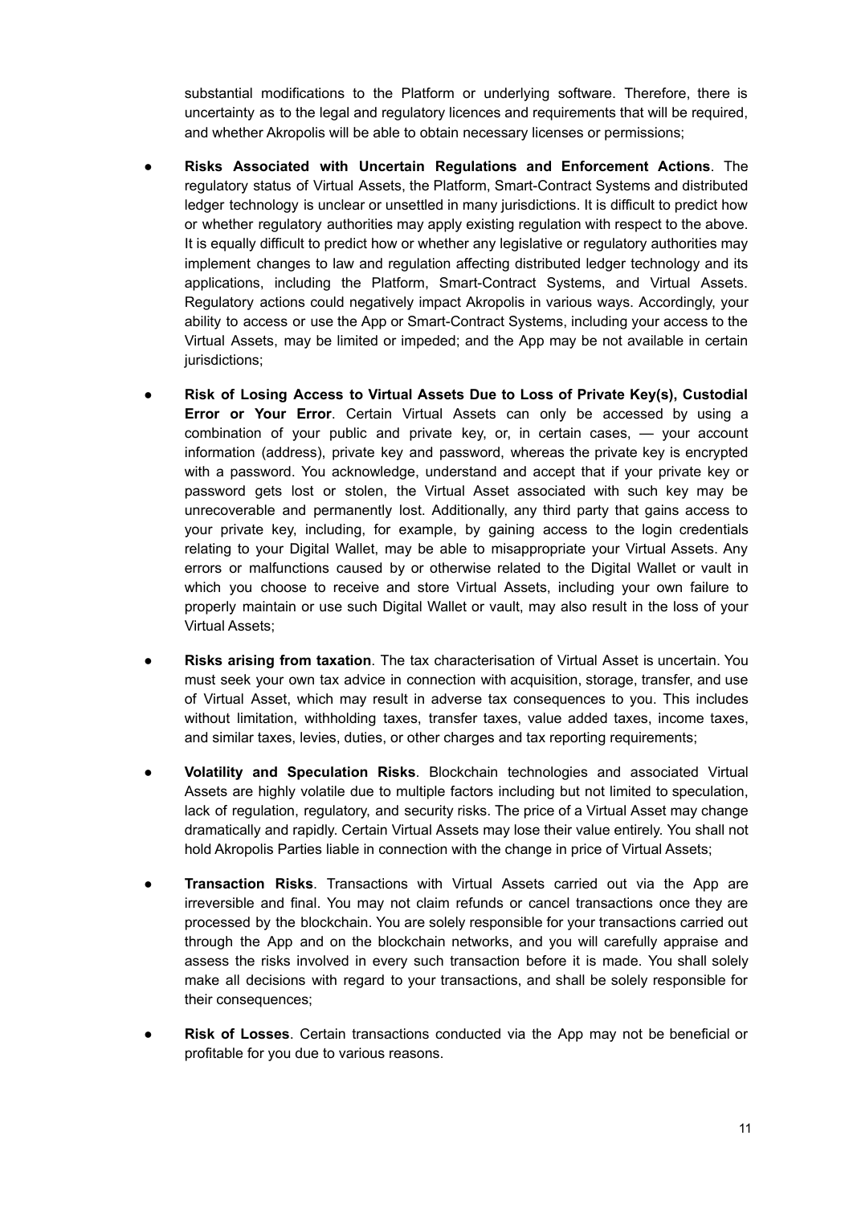substantial modifications to the Platform or underlying software. Therefore, there is uncertainty as to the legal and regulatory licences and requirements that will be required, and whether Akropolis will be able to obtain necessary licenses or permissions;

- **Risks Associated with Uncertain Regulations and Enforcement Actions**. The regulatory status of Virtual Assets, the Platform, Smart-Contract Systems and distributed ledger technology is unclear or unsettled in many jurisdictions. It is difficult to predict how or whether regulatory authorities may apply existing regulation with respect to the above. It is equally difficult to predict how or whether any legislative or regulatory authorities may implement changes to law and regulation affecting distributed ledger technology and its applications, including the Platform, Smart-Contract Systems, and Virtual Assets. Regulatory actions could negatively impact Akropolis in various ways. Accordingly, your ability to access or use the App or Smart-Contract Systems, including your access to the Virtual Assets, may be limited or impeded; and the App may be not available in certain jurisdictions;

- **Risk of Losing Access to Virtual Assets Due to Loss of Private Key(s), Custodial Error or Your Error**. Certain Virtual Assets can only be accessed by using a combination of your public and private key, or, in certain cases, — your account information (address), private key and password, whereas the private key is encrypted with a password. You acknowledge, understand and accept that if your private key or password gets lost or stolen, the Virtual Asset associated with such key may be unrecoverable and permanently lost. Additionally, any third party that gains access to your private key, including, for example, by gaining access to the login credentials relating to your Digital Wallet, may be able to misappropriate your Virtual Assets. Any errors or malfunctions caused by or otherwise related to the Digital Wallet or vault in which you choose to receive and store Virtual Assets, including your own failure to properly maintain or use such Digital Wallet or vault, may also result in the loss of your Virtual Assets;

- **Risks arising from taxation**. The tax characterisation of Virtual Asset is uncertain. You must seek your own tax advice in connection with acquisition, storage, transfer, and use of Virtual Asset, which may result in adverse tax consequences to you. This includes without limitation, withholding taxes, transfer taxes, value added taxes, income taxes, and similar taxes, levies, duties, or other charges and tax reporting requirements;

- **Volatility and Speculation Risks**. Blockchain technologies and associated Virtual Assets are highly volatile due to multiple factors including but not limited to speculation, lack of regulation, regulatory, and security risks. The price of a Virtual Asset may change dramatically and rapidly. Certain Virtual Assets may lose their value entirely. You shall not hold Akropolis Parties liable in connection with the change in price of Virtual Assets;

- **Transaction Risks**. Transactions with Virtual Assets carried out via the App are irreversible and final. You may not claim refunds or cancel transactions once they are processed by the blockchain. You are solely responsible for your transactions carried out through the App and on the blockchain networks, and you will carefully appraise and assess the risks involved in every such transaction before it is made. You shall solely make all decisions with regard to your transactions, and shall be solely responsible for their consequences;

- **Risk of Losses**. Certain transactions conducted via the App may not be beneficial or profitable for you due to various reasons.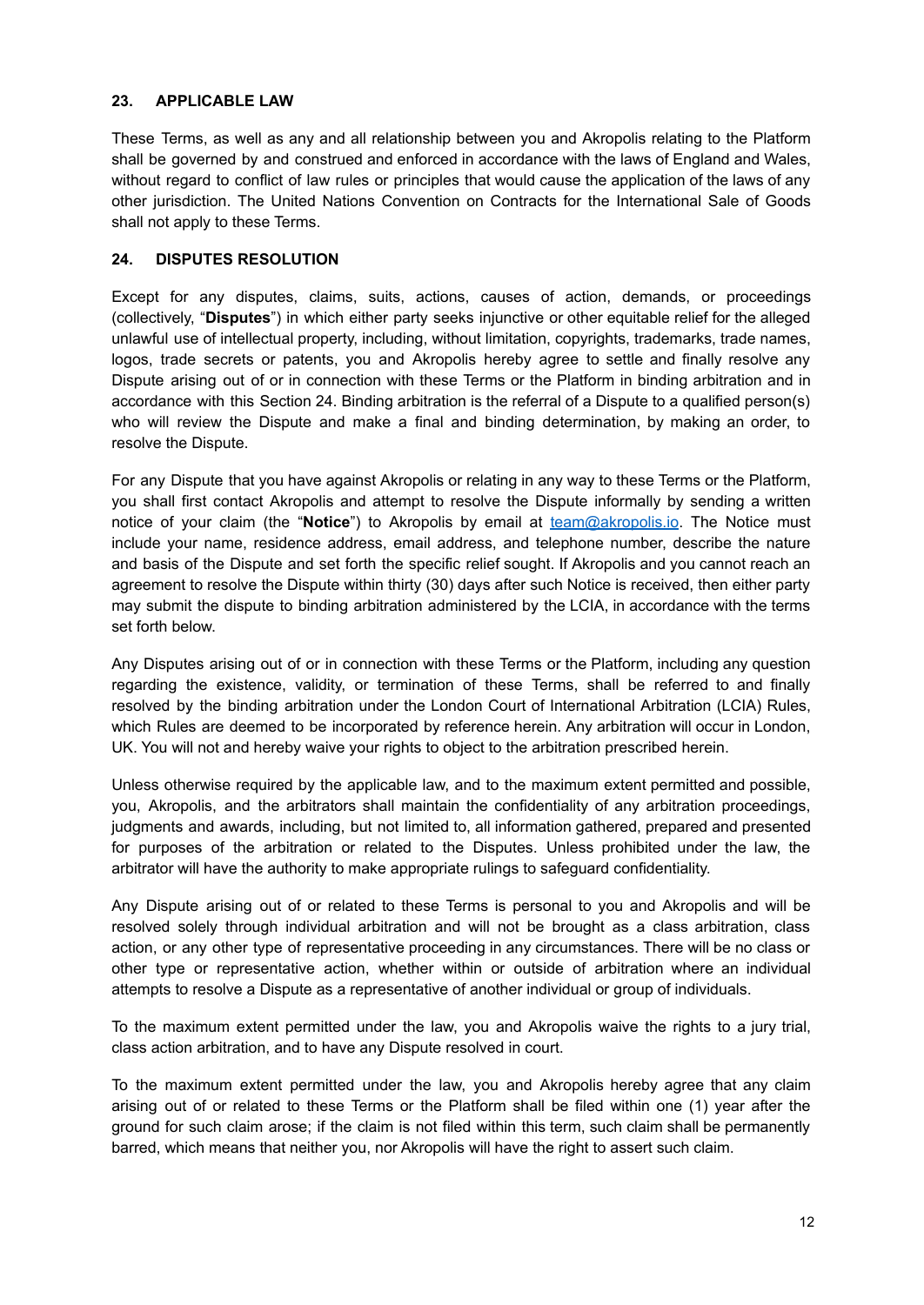## 23. APPLICABLE LAW

These Terms, as well as any and all relationship between you and Akropolis relating to the Platform shall be governed by and construed and enforced in accordance with the laws of England and Wales, without regard to conflict of law rules or principles that would cause the application of the laws of any other jurisdiction. The United Nations Convention on Contracts for the International Sale of Goods shall not apply to these Terms.

## 24. DISPUTES RESOLUTION

Except for any disputes, claims, suits, actions, causes of action, demands, or proceedings (collectively, "**Disputes**") in which either party seeks injunctive or other equitable relief for the alleged unlawful use of intellectual property, including, without limitation, copyrights, trademarks, trade names, logos, trade secrets or patents, you and Akropolis hereby agree to settle and finally resolve any Dispute arising out of or in connection with these Terms or the Platform in binding arbitration and in accordance with this Section 24. Binding arbitration is the referral of a Dispute to a qualified person(s) who will review the Dispute and make a final and binding determination, by making an order, to resolve the Dispute.

For any Dispute that you have against Akropolis or relating in any way to these Terms or the Platform, you shall first contact Akropolis and attempt to resolve the Dispute informally by sending a written notice of your claim (the "**Notice**") to Akropolis by email at [team@akropolis.io](mailto:team@akropolis.io). The Notice must include your name, residence address, email address, and telephone number, describe the nature and basis of the Dispute and set forth the specific relief sought. If Akropolis and you cannot reach an agreement to resolve the Dispute within thirty (30) days after such Notice is received, then either party may submit the dispute to binding arbitration administered by the LCIA, in accordance with the terms set forth below.

Any Disputes arising out of or in connection with these Terms or the Platform, including any question regarding the existence, validity, or termination of these Terms, shall be referred to and finally resolved by the binding arbitration under the London Court of International Arbitration (LCIA) Rules, which Rules are deemed to be incorporated by reference herein. Any arbitration will occur in London, UK. You will not and hereby waive your rights to object to the arbitration prescribed herein.

Unless otherwise required by the applicable law, and to the maximum extent permitted and possible, you, Akropolis, and the arbitrators shall maintain the confidentiality of any arbitration proceedings, judgments and awards, including, but not limited to, all information gathered, prepared and presented for purposes of the arbitration or related to the Disputes. Unless prohibited under the law, the arbitrator will have the authority to make appropriate rulings to safeguard confidentiality.

Any Dispute arising out of or related to these Terms is personal to you and Akropolis and will be resolved solely through individual arbitration and will not be brought as a class arbitration, class action, or any other type of representative proceeding in any circumstances. There will be no class or other type or representative action, whether within or outside of arbitration where an individual attempts to resolve a Dispute as a representative of another individual or group of individuals.

To the maximum extent permitted under the law, you and Akropolis waive the rights to a jury trial, class action arbitration, and to have any Dispute resolved in court.

To the maximum extent permitted under the law, you and Akropolis hereby agree that any claim arising out of or related to these Terms or the Platform shall be filed within one (1) year after the ground for such claim arose; if the claim is not filed within this term, such claim shall be permanently barred, which means that neither you, nor Akropolis will have the right to assert such claim.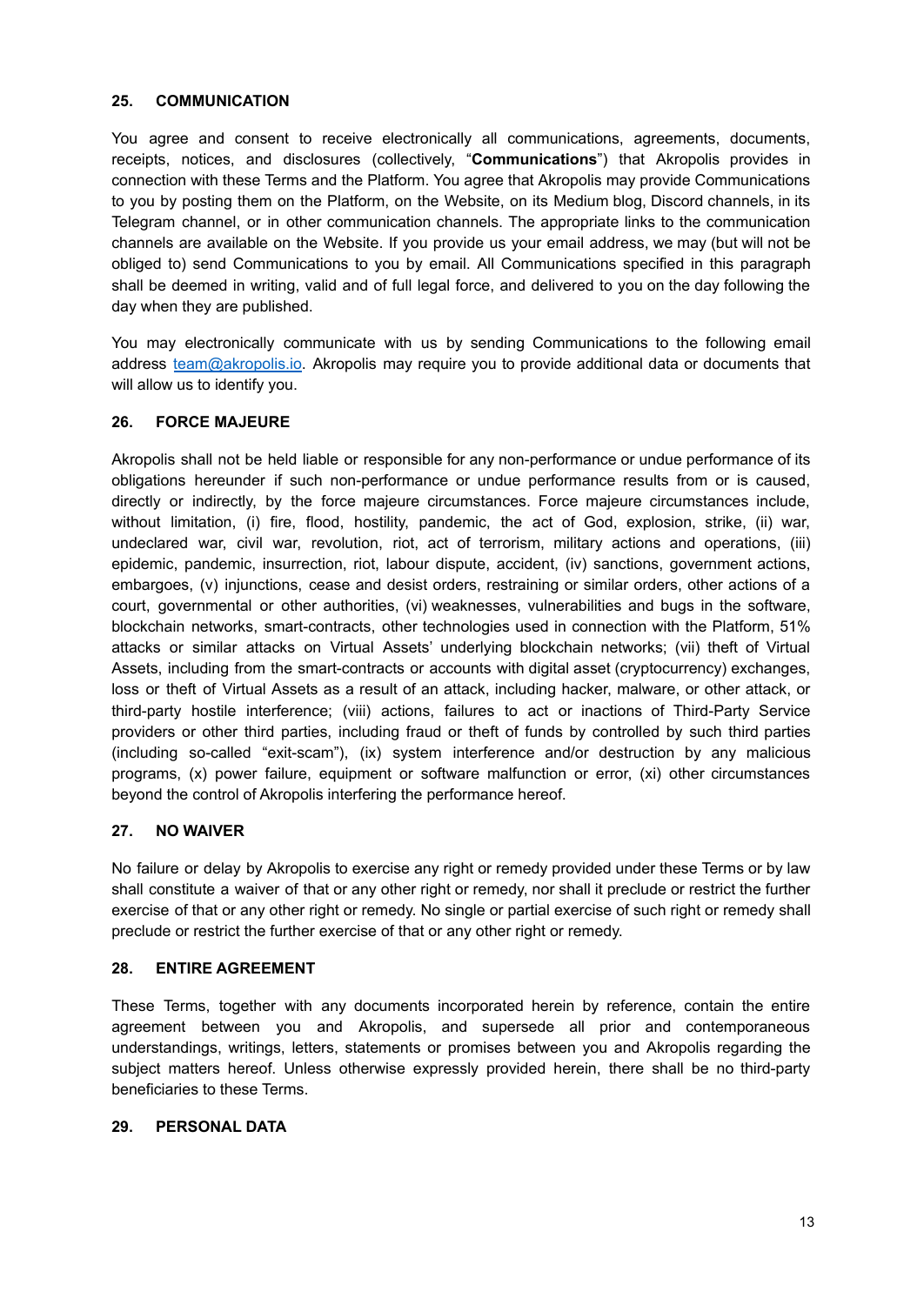## 25. COMMUNICATION

You agree and consent to receive electronically all communications, agreements, documents, receipts, notices, and disclosures (collectively, "**Communications**") that Akropolis provides in connection with these Terms and the Platform. You agree that Akropolis may provide Communications to you by posting them on the Platform, on the Website, on its Medium blog, Discord channels, in its Telegram channel, or in other communication channels. The appropriate links to the communication channels are available on the Website. If you provide us your email address, we may (but will not be obliged to) send Communications to you by email. All Communications specified in this paragraph shall be deemed in writing, valid and of full legal force, and delivered to you on the day following the day when they are published.

You may electronically communicate with us by sending Communications to the following email address team@akropolis.io. Akropolis may require you to provide additional data or documents that will allow us to identify you.

## 26. FORCE MAJEURE

Akropolis shall not be held liable or responsible for any non-performance or undue performance of its obligations hereunder if such non-performance or undue performance results from or is caused, directly or indirectly, by the force majeure circumstances. Force majeure circumstances include, without limitation, (i) fire, flood, hostility, pandemic, the act of God, explosion, strike, (ii) war, undeclared war, civil war, revolution, riot, act of terrorism, military actions and operations, (iii) epidemic, pandemic, insurrection, riot, labour dispute, accident, (iv) sanctions, government actions, embargoes, (v) injunctions, cease and desist orders, restraining or similar orders, other actions of a court, governmental or other authorities, (vi) weaknesses, vulnerabilities and bugs in the software, blockchain networks, smart-contracts, other technologies used in connection with the Platform, 51% attacks or similar attacks on Virtual Assets' underlying blockchain networks; (vii) theft of Virtual Assets, including from the smart-contracts or accounts with digital asset (cryptocurrency) exchanges, loss or theft of Virtual Assets as a result of an attack, including hacker, malware, or other attack, or third-party hostile interference; (viii) actions, failures to act or inactions of Third-Party Service providers or other third parties, including fraud or theft of funds by controlled by such third parties (including so-called "exit-scam"), (ix) system interference and/or destruction by any malicious programs, (x) power failure, equipment or software malfunction or error, (xi) other circumstances beyond the control of Akropolis interfering the performance hereof.

## 27. NO WAIVER

No failure or delay by Akropolis to exercise any right or remedy provided under these Terms or by law shall constitute a waiver of that or any other right or remedy, nor shall it preclude or restrict the further exercise of that or any other right or remedy. No single or partial exercise of such right or remedy shall preclude or restrict the further exercise of that or any other right or remedy.

## 28. ENTIRE AGREEMENT

These Terms, together with any documents incorporated herein by reference, contain the entire agreement between you and Akropolis, and supersede all prior and contemporaneous understandings, writings, letters, statements or promises between you and Akropolis regarding the subject matters hereof. Unless otherwise expressly provided herein, there shall be no third-party beneficiaries to these Terms.

## 29. PERSONAL DATA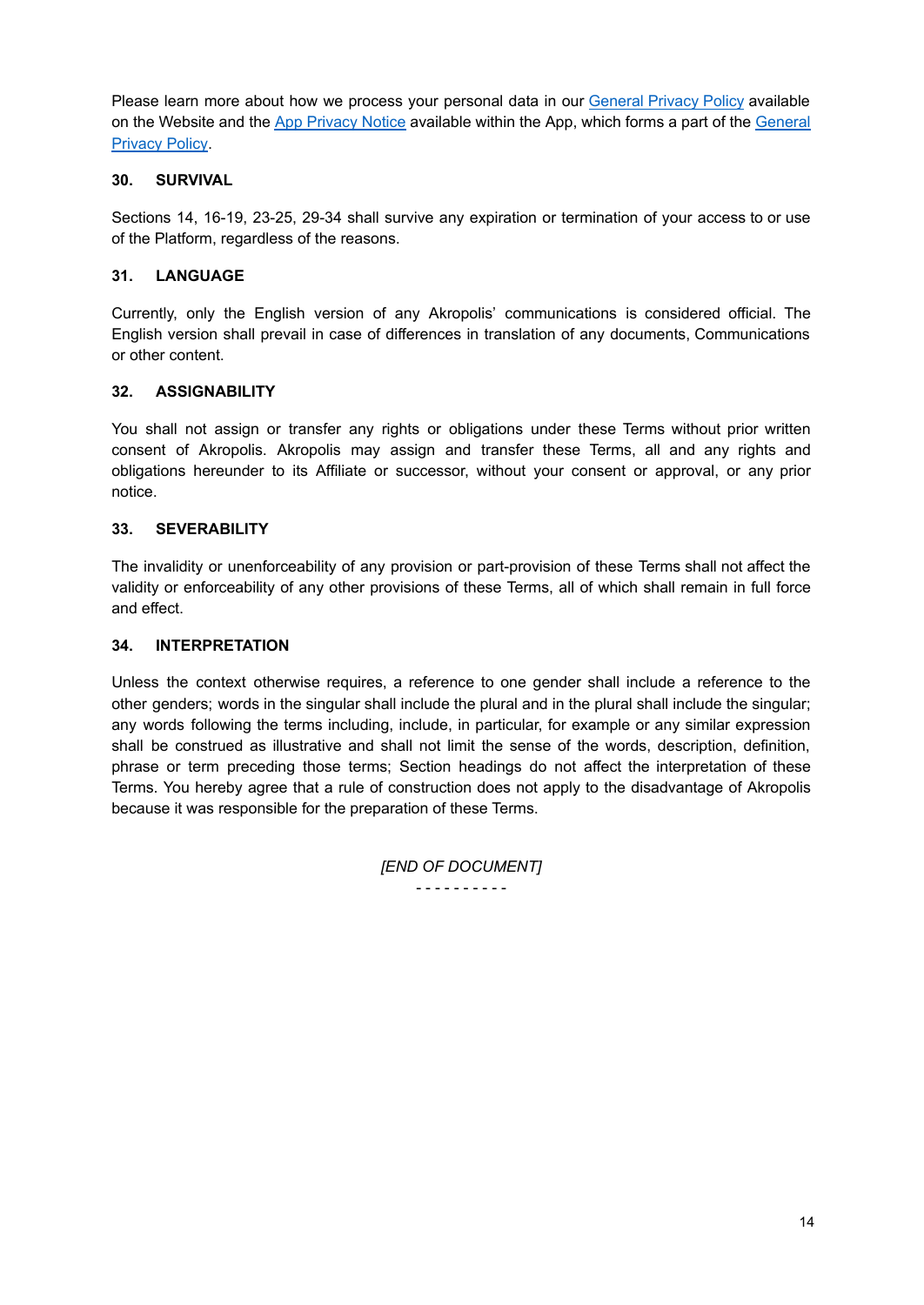Please learn more about how we process your personal data in our [General Privacy Policy] available on the Website and the [App Privacy Notice] available within the App, which forms a part of the [General Privacy Policy].

### 30. SURVIVAL

Sections 14, 16-19, 23-25, 29-34 shall survive any expiration or termination of your access to or use of the Platform, regardless of the reasons.

### 31. LANGUAGE

Currently, only the English version of any Akropolis' communications is considered official. The English version shall prevail in case of differences in translation of any documents, Communications or other content.

### 32. ASSIGNABILITY

You shall not assign or transfer any rights or obligations under these Terms without prior written consent of Akropolis. Akropolis may assign and transfer these Terms, all and any rights and obligations hereunder to its Affiliate or successor, without your consent or approval, or any prior notice.

### 33. SEVERABILITY

The invalidity or unenforceability of any provision or part-provision of these Terms shall not affect the validity or enforceability of any other provisions of these Terms, all of which shall remain in full force and effect.

### 34. INTERPRETATION

Unless the context otherwise requires, a reference to one gender shall include a reference to the other genders; words in the singular shall include the plural and in the plural shall include the singular; any words following the terms including, include, in particular, for example or any similar expression shall be construed as illustrative and shall not limit the sense of the words, description, definition, phrase or term preceding those terms; Section headings do not affect the interpretation of these Terms. You hereby agree that a rule of construction does not apply to the disadvantage of Akropolis because it was responsible for the preparation of these Terms.

*[END OF DOCUMENT]*

- - - - - - - - - -